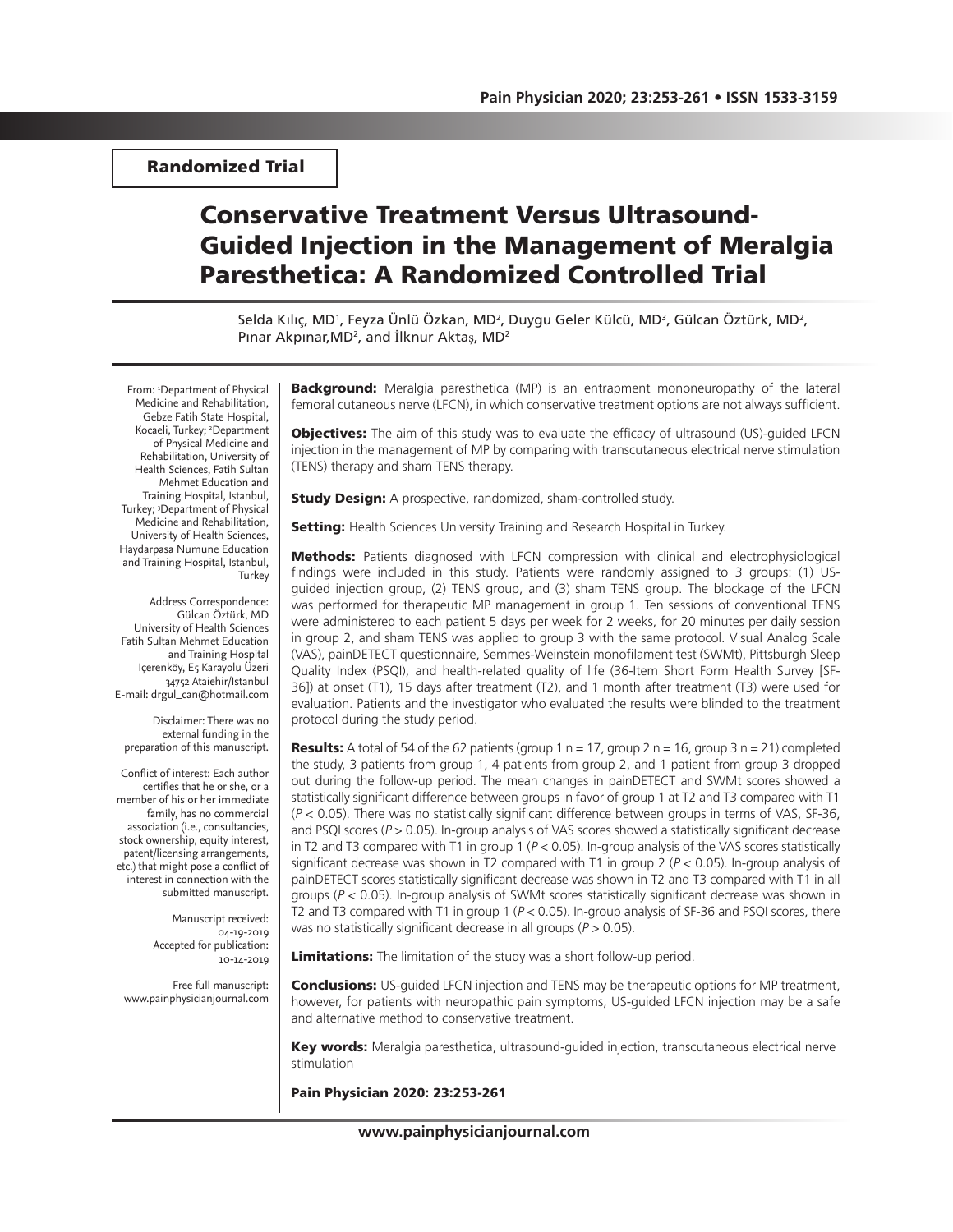Randomized Trial

# Conservative Treatment Versus Ultrasound-Guided Injection in the Management of Meralgia Paresthetica: A Randomized Controlled Trial

Selda Kılıç, MD[1], Feyza Ünlü Özkan, MD[2], Duygu Geler Külcü, MD[3], Gülcan Öztürk, MD[2], Pınar Akpınar, MD[2], and İlknur Aktaş, MD[2]

From: [1]Department of Physical Medicine and Rehabilitation, Gebze Fatih State Hospital, Kocaeli, Turkey; [2]Department of Physical Medicine and Rehabilitation, University of Health Sciences, Fatih Sultan Mehmet Education and Training Hospital, Istanbul, Turkey; [3]Department of Physical Medicine and Rehabilitation, University of Health Sciences, Haydarpasa Numune Education and Training Hospital, Istanbul, Turkey

Address Correspondence:
Gülcan Öztürk, MD
University of Health Sciences
Fatih Sultan Mehmet Education and Training Hospital
Içerenköy, E5 Karayolu Üzeri
34752 Ataehir/Istanbul
E-mail: drgul_can@hotmail.com

Disclaimer: There was no external funding in the preparation of this manuscript.

Conflict of interest: Each author certifies that he or she, or a member of his or her immediate family, has no commercial association (i.e., consultancies, stock ownership, equity interest, patent/licensing arrangements, etc.) that might pose a conflict of interest in connection with the submitted manuscript.

Manuscript received: 04-19-2019
Accepted for publication: 10-14-2019

Free full manuscript: www.painphysicianjournal.com

**Background:** Meralgia paresthetica (MP) is an entrapment mononeuropathy of the lateral femoral cutaneous nerve (LFCN), in which conservative treatment options are not always sufficient.

**Objectives:** The aim of this study was to evaluate the efficacy of ultrasound (US)-guided LFCN injection in the management of MP by comparing with transcutaneous electrical nerve stimulation (TENS) therapy and sham TENS therapy.

**Study Design:** A prospective, randomized, sham-controlled study.

**Setting:** Health Sciences University Training and Research Hospital in Turkey.

**Methods:** Patients diagnosed with LFCN compression with clinical and electrophysiological findings were included in this study. Patients were randomly assigned to 3 groups: (1) US-guided injection group, (2) TENS group, and (3) sham TENS group. The blockage of the LFCN was performed for therapeutic MP management in group 1. Ten sessions of conventional TENS were administered to each patient 5 days per week for 2 weeks, for 20 minutes per daily session in group 2, and sham TENS was applied to group 3 with the same protocol. Visual Analog Scale (VAS), painDETECT questionnaire, Semmes-Weinstein monofilament test (SWMt), Pittsburgh Sleep Quality Index (PSQI), and health-related quality of life (36-Item Short Form Health Survey [SF-36]) at onset (T1), 15 days after treatment (T2), and 1 month after treatment (T3) were used for evaluation. Patients and the investigator who evaluated the results were blinded to the treatment protocol during the study period.

**Results:** A total of 54 of the 62 patients (group 1 n = 17, group 2 n = 16, group 3 n = 21) completed the study, 3 patients from group 1, 4 patients from group 2, and 1 patient from group 3 dropped out during the follow-up period. The mean changes in painDETECT and SWMt scores showed a statistically significant difference between groups in favor of group 1 at T2 and T3 compared with T1 ($P < 0.05$). There was no statistically significant difference between groups in terms of VAS, SF-36, and PSQI scores ($P > 0.05$). In-group analysis of VAS scores showed a statistically significant decrease in T2 and T3 compared with T1 in group 1 ($P < 0.05$). In-group analysis of the VAS scores statistically significant decrease was shown in T2 compared with T1 in group 2 ($P < 0.05$). In-group analysis of painDETECT scores statistically significant decrease was shown in T2 and T3 compared with T1 in all groups ($P < 0.05$). In-group analysis of SWMt scores statistically significant decrease was shown in T2 and T3 compared with T1 in group 1 ($P < 0.05$). In-group analysis of SF-36 and PSQI scores, there was no statistically significant decrease in all groups ($P > 0.05$).

**Limitations:** The limitation of the study was a short follow-up period.

**Conclusions:** US-guided LFCN injection and TENS may be therapeutic options for MP treatment, however, for patients with neuropathic pain symptoms, US-guided LFCN injection may be a safe and alternative method to conservative treatment.

**Key words:** Meralgia paresthetica, ultrasound-guided injection, transcutaneous electrical nerve stimulation

**Pain Physician 2020: 23:253-261**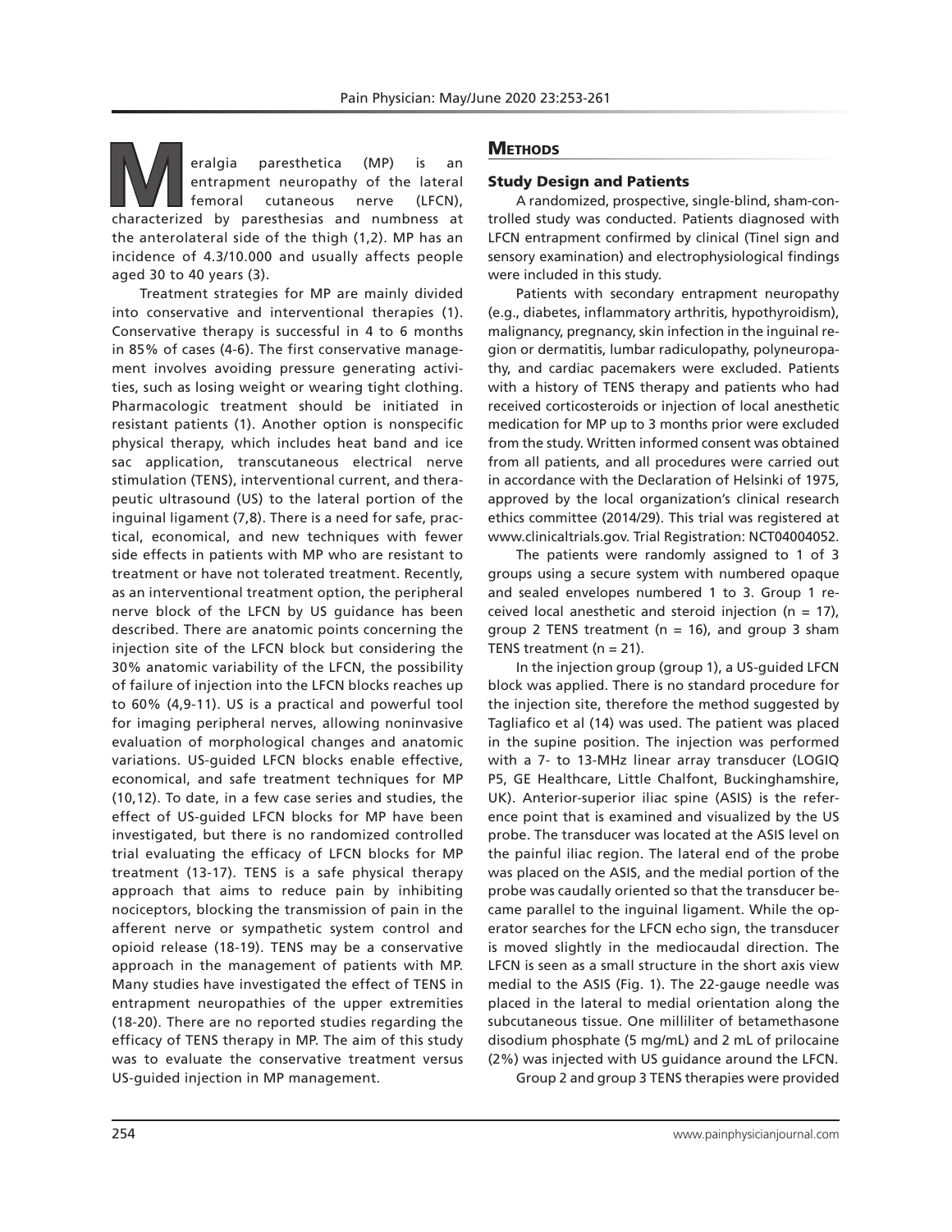Meralgia paresthetica (MP) is an entrapment neuropathy of the lateral femoral cutaneous nerve (LFCN), characterized by paresthesias and numbness at the anterolateral side of the thigh (1,2). MP has an incidence of 4.3/10.000 and usually affects people aged 30 to 40 years (3).

Treatment strategies for MP are mainly divided into conservative and interventional therapies (1). Conservative therapy is successful in 4 to 6 months in 85% of cases (4-6). The first conservative management involves avoiding pressure generating activities, such as losing weight or wearing tight clothing. Pharmacologic treatment should be initiated in resistant patients (1). Another option is nonspecific physical therapy, which includes heat band and ice sac application, transcutaneous electrical nerve stimulation (TENS), interventional current, and therapeutic ultrasound (US) to the lateral portion of the inguinal ligament (7,8). There is a need for safe, practical, economical, and new techniques with fewer side effects in patients with MP who are resistant to treatment or have not tolerated treatment. Recently, as an interventional treatment option, the peripheral nerve block of the LFCN by US guidance has been described. There are anatomic points concerning the injection site of the LFCN block but considering the 30% anatomic variability of the LFCN, the possibility of failure of injection into the LFCN blocks reaches up to 60% (4,9-11). US is a practical and powerful tool for imaging peripheral nerves, allowing noninvasive evaluation of morphological changes and anatomic variations. US-guided LFCN blocks enable effective, economical, and safe treatment techniques for MP (10,12). To date, in a few case series and studies, the effect of US-guided LFCN blocks for MP have been investigated, but there is no randomized controlled trial evaluating the efficacy of LFCN blocks for MP treatment (13-17). TENS is a safe physical therapy approach that aims to reduce pain by inhibiting nociceptors, blocking the transmission of pain in the afferent nerve or sympathetic system control and opioid release (18-19). TENS may be a conservative approach in the management of patients with MP. Many studies have investigated the effect of TENS in entrapment neuropathies of the upper extremities (18-20). There are no reported studies regarding the efficacy of TENS therapy in MP. The aim of this study was to evaluate the conservative treatment versus US-guided injection in MP management.

## Methods

### Study Design and Patients

A randomized, prospective, single-blind, sham-controlled study was conducted. Patients diagnosed with LFCN entrapment confirmed by clinical (Tinel sign and sensory examination) and electrophysiological findings were included in this study.

Patients with secondary entrapment neuropathy (e.g., diabetes, inflammatory arthritis, hypothyroidism), malignancy, pregnancy, skin infection in the inguinal region or dermatitis, lumbar radiculopathy, polyneuropathy, and cardiac pacemakers were excluded. Patients with a history of TENS therapy and patients who had received corticosteroids or injection of local anesthetic medication for MP up to 3 months prior were excluded from the study. Written informed consent was obtained from all patients, and all procedures were carried out in accordance with the Declaration of Helsinki of 1975, approved by the local organization's clinical research ethics committee (2014/29). This trial was registered at www.clinicaltrials.gov. Trial Registration: NCT04004052.

The patients were randomly assigned to 1 of 3 groups using a secure system with numbered opaque and sealed envelopes numbered 1 to 3. Group 1 received local anesthetic and steroid injection (n = 17), group 2 TENS treatment (n = 16), and group 3 sham TENS treatment (n = 21).

In the injection group (group 1), a US-guided LFCN block was applied. There is no standard procedure for the injection site, therefore the method suggested by Tagliafico et al (14) was used. The patient was placed in the supine position. The injection was performed with a 7- to 13-MHz linear array transducer (LOGIQ P5, GE Healthcare, Little Chalfont, Buckinghamshire, UK). Anterior-superior iliac spine (ASIS) is the reference point that is examined and visualized by the US probe. The transducer was located at the ASIS level on the painful iliac region. The lateral end of the probe was placed on the ASIS, and the medial portion of the probe was caudally oriented so that the transducer became parallel to the inguinal ligament. While the operator searches for the LFCN echo sign, the transducer is moved slightly in the mediocaudal direction. The LFCN is seen as a small structure in the short axis view medial to the ASIS (Fig. 1). The 22-gauge needle was placed in the lateral to medial orientation along the subcutaneous tissue. One milliliter of betamethasone disodium phosphate (5 mg/mL) and 2 mL of prilocaine (2%) was injected with US guidance around the LFCN.

Group 2 and group 3 TENS therapies were provided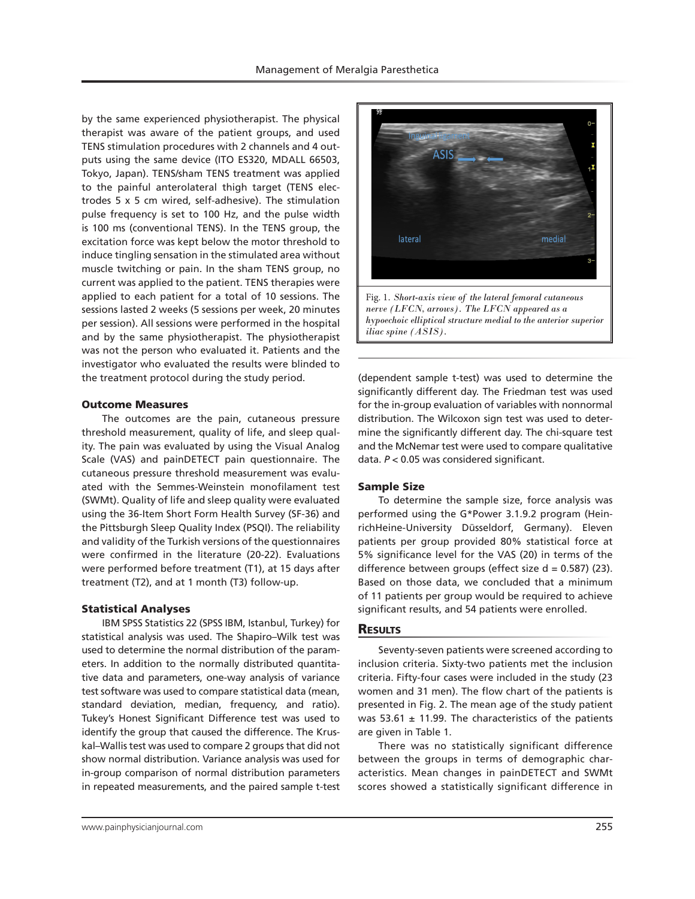by the same experienced physiotherapist. The physical therapist was aware of the patient groups, and used TENS stimulation procedures with 2 channels and 4 outputs using the same device (ITO ES320, MDALL 66503, Tokyo, Japan). TENS/sham TENS treatment was applied to the painful anterolateral thigh target (TENS electrodes 5 x 5 cm wired, self-adhesive). The stimulation pulse frequency is set to 100 Hz, and the pulse width is 100 ms (conventional TENS). In the TENS group, the excitation force was kept below the motor threshold to induce tingling sensation in the stimulated area without muscle twitching or pain. In the sham TENS group, no current was applied to the patient. TENS therapies were applied to each patient for a total of 10 sessions. The sessions lasted 2 weeks (5 sessions per week, 20 minutes per session). All sessions were performed in the hospital and by the same physiotherapist. The physiotherapist was not the person who evaluated it. Patients and the investigator who evaluated the results were blinded to the treatment protocol during the study period.

### Outcome Measures

The outcomes are the pain, cutaneous pressure threshold measurement, quality of life, and sleep quality. The pain was evaluated by using the Visual Analog Scale (VAS) and painDETECT pain questionnaire. The cutaneous pressure threshold measurement was evaluated with the Semmes-Weinstein monofilament test (SWMt). Quality of life and sleep quality were evaluated using the 36-Item Short Form Health Survey (SF-36) and the Pittsburgh Sleep Quality Index (PSQI). The reliability and validity of the Turkish versions of the questionnaires were confirmed in the literature (20-22). Evaluations were performed before treatment (T1), at 15 days after treatment (T2), and at 1 month (T3) follow-up.

### Statistical Analyses

IBM SPSS Statistics 22 (SPSS IBM, Istanbul, Turkey) for statistical analysis was used. The Shapiro–Wilk test was used to determine the normal distribution of the parameters. In addition to the normally distributed quantitative data and parameters, one-way analysis of variance test software was used to compare statistical data (mean, standard deviation, median, frequency, and ratio). Tukey's Honest Significant Difference test was used to identify the group that caused the difference. The Kruskal–Wallis test was used to compare 2 groups that did not show normal distribution. Variance analysis was used for in-group comparison of normal distribution parameters in repeated measurements, and the paired sample t-test (dependent sample t-test) was used to determine the significantly different day. The Friedman test was used for the in-group evaluation of variables with nonnormal distribution. The Wilcoxon sign test was used to determine the significantly different day. The chi-square test and the McNemar test were used to compare qualitative data. $P < 0.05$ was considered significant.

Fig. 1. *Short-axis view of the lateral femoral cutaneous nerve (LFCN, arrows). The LFCN appeared as a hypoechoic elliptical structure medial to the anterior superior iliac spine (ASIS).*

### Sample Size

To determine the sample size, force analysis was performed using the G*Power 3.1.9.2 program (HeinrichHeine-University Düsseldorf, Germany). Eleven patients per group provided 80% statistical force at 5% significance level for the VAS (20) in terms of the difference between groups (effect size d = 0.587) (23). Based on those data, we concluded that a minimum of 11 patients per group would be required to achieve significant results, and 54 patients were enrolled.

## Results

Seventy-seven patients were screened according to inclusion criteria. Sixty-two patients met the inclusion criteria. Fifty-four cases were included in the study (23 women and 31 men). The flow chart of the patients is presented in Fig. 2. The mean age of the study patient was 53.61 ± 11.99. The characteristics of the patients are given in Table 1.

There was no statistically significant difference between the groups in terms of demographic characteristics. Mean changes in painDETECT and SWMt scores showed a statistically significant difference in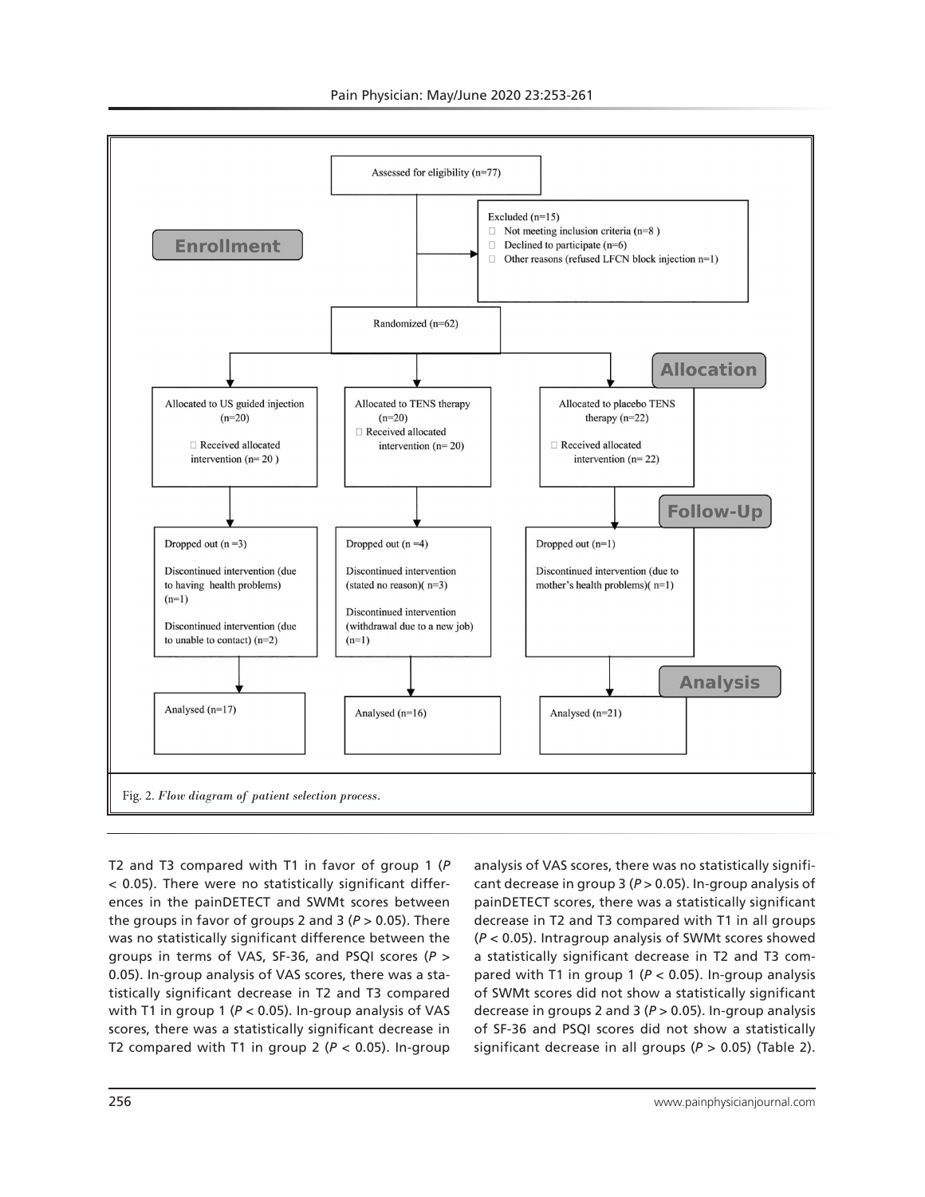Assessed for eligibility (n=77)

Excluded (n=15)
- Not meeting inclusion criteria (n=8 )
- Declined to participate (n=6)
- Other reasons (refused LFCN block injection n=1)

**Enrollment**

Randomized (n=62)

**Allocation**

| Allocated to US guided injection (n=20) | Allocated to TENS therapy (n=20) | Allocated to placebo TENS therapy (n=22) |
|---|---|---|
| Received allocated intervention (n= 20 ) | Received allocated intervention (n= 20) | Received allocated intervention (n= 22) |

**Follow-Up**

| Dropped out (n =3) | Dropped out (n =4) | Dropped out (n=1) |
|---|---|---|
| Discontinued intervention (due to having health problems) (n=1) | Discontinued intervention (stated no reason)( n=3) | Discontinued intervention (due to mother's health problems)( n=1) |
| Discontinued intervention (due to unable to contact) (n=2) | Discontinued intervention (withdrawal due to a new job) (n=1) | |

**Analysis**

| Analysed (n=17) | Analysed (n=16) | Analysed (n=21) |
|---|---|---|

Fig. 2. *Flow diagram of patient selection process.*

T2 and T3 compared with T1 in favor of group 1 ($P < 0.05$). There were no statistically significant differences in the painDETECT and SWMt scores between the groups in favor of groups 2 and 3 ($P > 0.05$). There was no statistically significant difference between the groups in terms of VAS, SF-36, and PSQI scores ($P > 0.05$). In-group analysis of VAS scores, there was a statistically significant decrease in T2 and T3 compared with T1 in group 1 ($P < 0.05$). In-group analysis of VAS scores, there was a statistically significant decrease in T2 compared with T1 in group 2 ($P < 0.05$). In-group analysis of VAS scores, there was no statistically significant decrease in group 3 ($P > 0.05$). In-group analysis of painDETECT scores, there was a statistically significant decrease in T2 and T3 compared with T1 in all groups ($P < 0.05$). Intragroup analysis of SWMt scores showed a statistically significant decrease in T2 and T3 compared with T1 in group 1 ($P < 0.05$). In-group analysis of SWMt scores did not show a statistically significant decrease in groups 2 and 3 ($P > 0.05$). In-group analysis of SF-36 and PSQI scores did not show a statistically significant decrease in all groups ($P > 0.05$) (Table 2).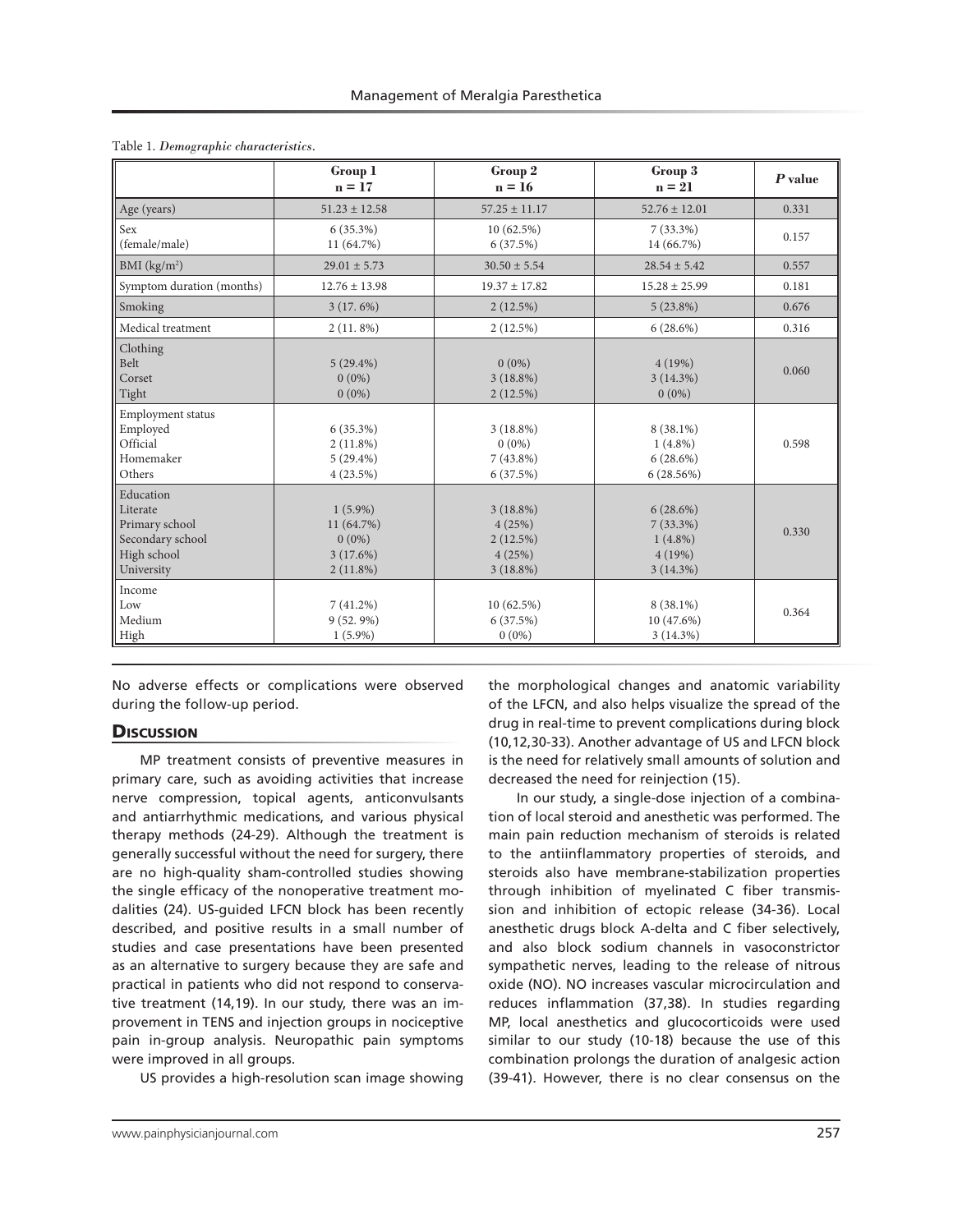Table 1. *Demographic characteristics.*

| | Group 1<br>n = 17 | Group 2<br>n = 16 | Group 3<br>n = 21 | *P* value |
|---|---|---|---|---|
| Age (years) | 51.23 ± 12.58 | 57.25 ± 11.17 | 52.76 ± 12.01 | 0.331 |
| Sex<br>(female/male) | 6 (35.3%)<br>11 (64.7%) | 10 (62.5%)<br>6 (37.5%) | 7 (33.3%)<br>14 (66.7%) | 0.157 |
| BMI (kg/m²) | 29.01 ± 5.73 | 30.50 ± 5.54 | 28.54 ± 5.42 | 0.557 |
| Symptom duration (months) | 12.76 ± 13.98 | 19.37 ± 17.82 | 15.28 ± 25.99 | 0.181 |
| Smoking | 3 (17. 6%) | 2 (12.5%) | 5 (23.8%) | 0.676 |
| Medical treatment | 2 (11. 8%) | 2 (12.5%) | 6 (28.6%) | 0.316 |
| Clothing<br>Belt<br>Corset<br>Tight | <br>5 (29.4%)<br>0 (0%)<br>0 (0%) | <br>0 (0%)<br>3 (18.8%)<br>2 (12.5%) | <br>4 (19%)<br>3 (14.3%)<br>0 (0%) | 0.060 |
| Employment status<br>Employed<br>Official<br>Homemaker<br>Others | <br>6 (35.3%)<br>2 (11.8%)<br>5 (29.4%)<br>4 (23.5%) | <br>3 (18.8%)<br>0 (0%)<br>7 (43.8%)<br>6 (37.5%) | <br>8 (38.1%)<br>1 (4.8%)<br>6 (28.6%)<br>6 (28.56%) | 0.598 |
| Education<br>Literate<br>Primary school<br>Secondary school<br>High school<br>University | <br>1 (5.9%)<br>11 (64.7%)<br>0 (0%)<br>3 (17.6%)<br>2 (11.8%) | <br>3 (18.8%)<br>4 (25%)<br>2 (12.5%)<br>4 (25%)<br>3 (18.8%) | <br>6 (28.6%)<br>7 (33.3%)<br>1 (4.8%)<br>4 (19%)<br>3 (14.3%) | 0.330 |
| Income<br>Low<br>Medium<br>High | <br>7 (41.2%)<br>9 (52. 9%)<br>1 (5.9%) | <br>10 (62.5%)<br>6 (37.5%)<br>0 (0%) | <br>8 (38.1%)<br>10 (47.6%)<br>3 (14.3%) | 0.364 |

No adverse effects or complications were observed during the follow-up period.

## Discussion

MP treatment consists of preventive measures in primary care, such as avoiding activities that increase nerve compression, topical agents, anticonvulsants and antiarrhythmic medications, and various physical therapy methods (24-29). Although the treatment is generally successful without the need for surgery, there are no high-quality sham-controlled studies showing the single efficacy of the nonoperative treatment modalities (24). US-guided LFCN block has been recently described, and positive results in a small number of studies and case presentations have been presented as an alternative to surgery because they are safe and practical in patients who did not respond to conservative treatment (14,19). In our study, there was an improvement in TENS and injection groups in nociceptive pain in-group analysis. Neuropathic pain symptoms were improved in all groups.

US provides a high-resolution scan image showing the morphological changes and anatomic variability of the LFCN, and also helps visualize the spread of the drug in real-time to prevent complications during block (10,12,30-33). Another advantage of US and LFCN block is the need for relatively small amounts of solution and decreased the need for reinjection (15).

In our study, a single-dose injection of a combination of local steroid and anesthetic was performed. The main pain reduction mechanism of steroids is related to the antiinflammatory properties of steroids, and steroids also have membrane-stabilization properties through inhibition of myelinated C fiber transmission and inhibition of ectopic release (34-36). Local anesthetic drugs block A-delta and C fiber selectively, and also block sodium channels in vasoconstrictor sympathetic nerves, leading to the release of nitrous oxide (NO). NO increases vascular microcirculation and reduces inflammation (37,38). In studies regarding MP, local anesthetics and glucocorticoids were used similar to our study (10-18) because the use of this combination prolongs the duration of analgesic action (39-41). However, there is no clear consensus on the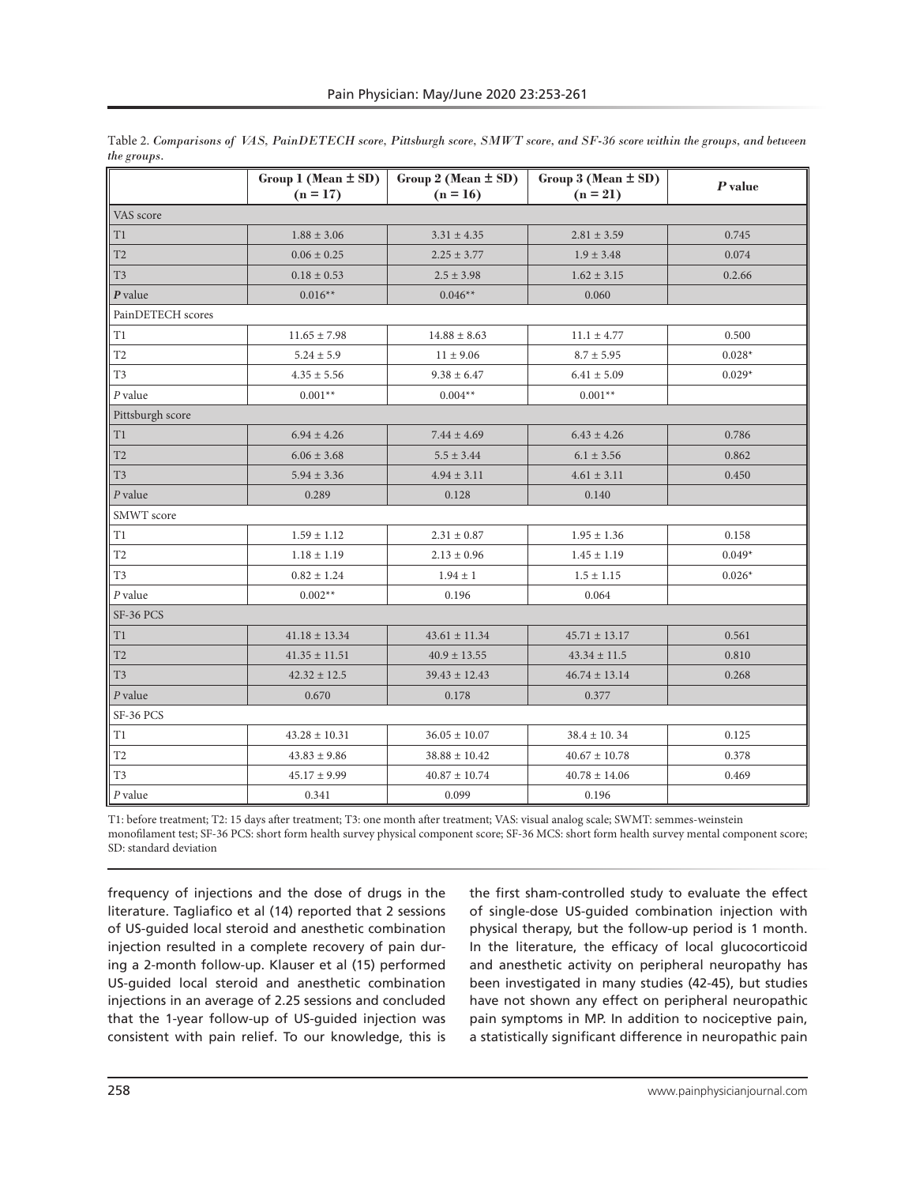Table 2. *Comparisons of VAS, PainDETECH score, Pittsburgh score, SMWT score, and SF-36 score within the groups, and between the groups.*

| | Group 1 (Mean ± SD) (n = 17) | Group 2 (Mean ± SD) (n = 16) | Group 3 (Mean ± SD) (n = 21) | *P* value |
|---|---|---|---|---|
| VAS score | | | | |
| T1 | 1.88 ± 3.06 | 3.31 ± 4.35 | 2.81 ± 3.59 | 0.745 |
| T2 | 0.06 ± 0.25 | 2.25 ± 3.77 | 1.9 ± 3.48 | 0.074 |
| T3 | 0.18 ± 0.53 | 2.5 ± 3.98 | 1.62 ± 3.15 | 0.2.66 |
| ***P* value** | 0.016** | 0.046** | 0.060 | |
| PainDETECH scores | | | | |
| T1 | 11.65 ± 7.98 | 14.88 ± 8.63 | 11.1 ± 4.77 | 0.500 |
| T2 | 5.24 ± 5.9 | 11 ± 9.06 | 8.7 ± 5.95 | 0.028* |
| T3 | 4.35 ± 5.56 | 9.38 ± 6.47 | 6.41 ± 5.09 | 0.029* |
| *P* value | 0.001** | 0.004** | 0.001** | |
| Pittsburgh score | | | | |
| T1 | 6.94 ± 4.26 | 7.44 ± 4.69 | 6.43 ± 4.26 | 0.786 |
| T2 | 6.06 ± 3.68 | 5.5 ± 3.44 | 6.1 ± 3.56 | 0.862 |
| T3 | 5.94 ± 3.36 | 4.94 ± 3.11 | 4.61 ± 3.11 | 0.450 |
| *P* value | 0.289 | 0.128 | 0.140 | |
| SMWT score | | | | |
| T1 | 1.59 ± 1.12 | 2.31 ± 0.87 | 1.95 ± 1.36 | 0.158 |
| T2 | 1.18 ± 1.19 | 2.13 ± 0.96 | 1.45 ± 1.19 | 0.049* |
| T3 | 0.82 ± 1.24 | 1.94 ± 1 | 1.5 ± 1.15 | 0.026* |
| *P* value | 0.002** | 0.196 | 0.064 | |
| SF-36 PCS | | | | |
| T1 | 41.18 ± 13.34 | 43.61 ± 11.34 | 45.71 ± 13.17 | 0.561 |
| T2 | 41.35 ± 11.51 | 40.9 ± 13.55 | 43.34 ± 11.5 | 0.810 |
| T3 | 42.32 ± 12.5 | 39.43 ± 12.43 | 46.74 ± 13.14 | 0.268 |
| *P* value | 0.670 | 0.178 | 0.377 | |
| SF-36 PCS | | | | |
| T1 | 43.28 ± 10.31 | 36.05 ± 10.07 | 38.4 ± 10. 34 | 0.125 |
| T2 | 43.83 ± 9.86 | 38.88 ± 10.42 | 40.67 ± 10.78 | 0.378 |
| T3 | 45.17 ± 9.99 | 40.87 ± 10.74 | 40.78 ± 14.06 | 0.469 |
| *P* value | 0.341 | 0.099 | 0.196 | |

T1: before treatment; T2: 15 days after treatment; T3: one month after treatment; VAS: visual analog scale; SWMT: semmes-weinstein monofilament test; SF-36 PCS: short form health survey physical component score; SF-36 MCS: short form health survey mental component score; SD: standard deviation

frequency of injections and the dose of drugs in the literature. Tagliafico et al (14) reported that 2 sessions of US-guided local steroid and anesthetic combination injection resulted in a complete recovery of pain during a 2-month follow-up. Klauser et al (15) performed US-guided local steroid and anesthetic combination injections in an average of 2.25 sessions and concluded that the 1-year follow-up of US-guided injection was consistent with pain relief. To our knowledge, this is the first sham-controlled study to evaluate the effect of single-dose US-guided combination injection with physical therapy, but the follow-up period is 1 month. In the literature, the efficacy of local glucocorticoid and anesthetic activity on peripheral neuropathy has been investigated in many studies (42-45), but studies have not shown any effect on peripheral neuropathic pain symptoms in MP. In addition to nociceptive pain, a statistically significant difference in neuropathic pain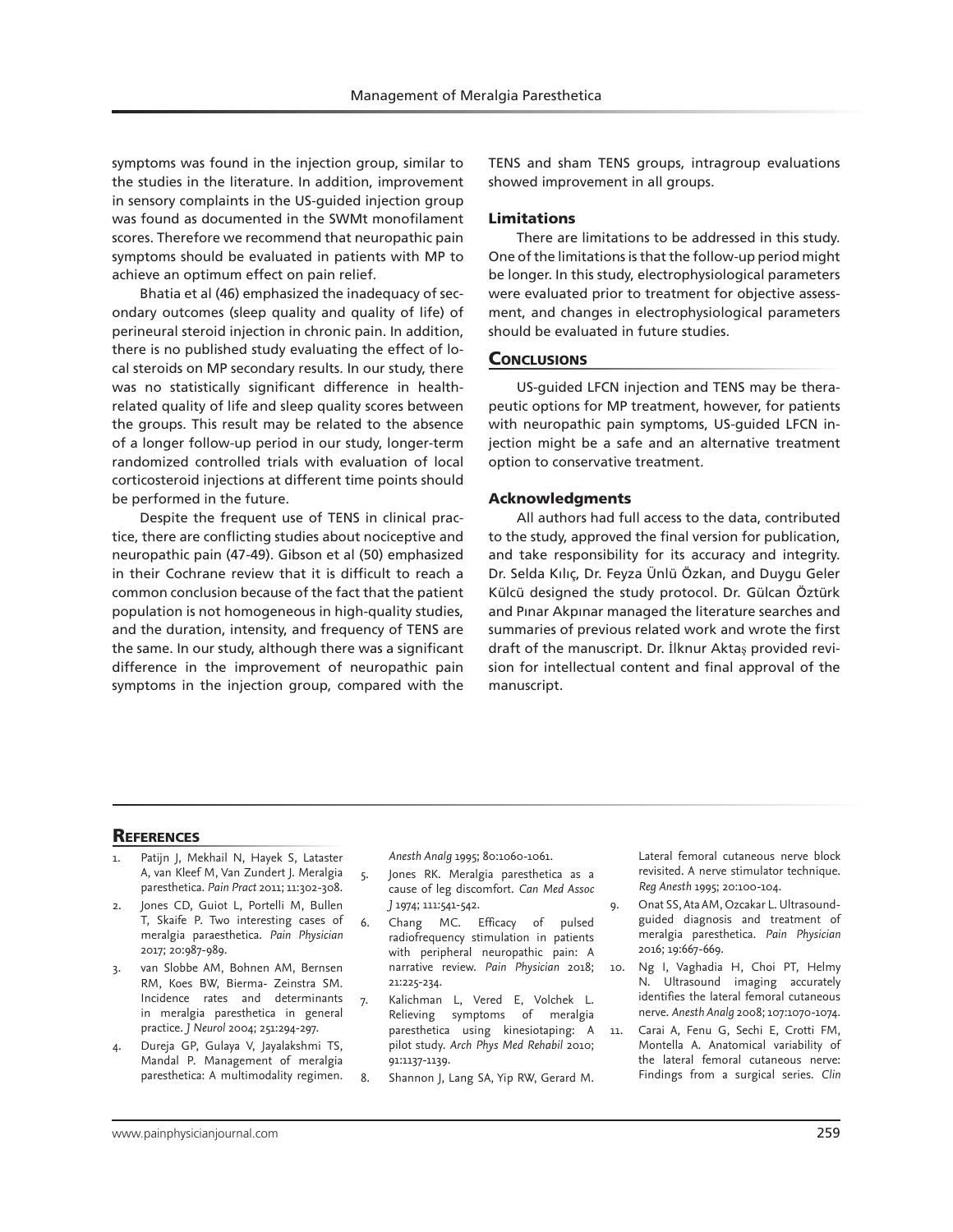symptoms was found in the injection group, similar to the studies in the literature. In addition, improvement in sensory complaints in the US-guided injection group was found as documented in the SWMt monofilament scores. Therefore we recommend that neuropathic pain symptoms should be evaluated in patients with MP to achieve an optimum effect on pain relief.

Bhatia et al (46) emphasized the inadequacy of secondary outcomes (sleep quality and quality of life) of perineural steroid injection in chronic pain. In addition, there is no published study evaluating the effect of local steroids on MP secondary results. In our study, there was no statistically significant difference in health-related quality of life and sleep quality scores between the groups. This result may be related to the absence of a longer follow-up period in our study, longer-term randomized controlled trials with evaluation of local corticosteroid injections at different time points should be performed in the future.

Despite the frequent use of TENS in clinical practice, there are conflicting studies about nociceptive and neuropathic pain (47-49). Gibson et al (50) emphasized in their Cochrane review that it is difficult to reach a common conclusion because of the fact that the patient population is not homogeneous in high-quality studies, and the duration, intensity, and frequency of TENS are the same. In our study, although there was a significant difference in the improvement of neuropathic pain symptoms in the injection group, compared with the TENS and sham TENS groups, intragroup evaluations showed improvement in all groups.

### Limitations

There are limitations to be addressed in this study. One of the limitations is that the follow-up period might be longer. In this study, electrophysiological parameters were evaluated prior to treatment for objective assessment, and changes in electrophysiological parameters should be evaluated in future studies.

## Conclusions

US-guided LFCN injection and TENS may be therapeutic options for MP treatment, however, for patients with neuropathic pain symptoms, US-guided LFCN injection might be a safe and an alternative treatment option to conservative treatment.

### Acknowledgments

All authors had full access to the data, contributed to the study, approved the final version for publication, and take responsibility for its accuracy and integrity. Dr. Selda Kılıç, Dr. Feyza Ünlü Özkan, and Duygu Geler Külcü designed the study protocol. Dr. Gülcan Öztürk and Pınar Akpınar managed the literature searches and summaries of previous related work and wrote the first draft of the manuscript. Dr. İlknur Aktaş provided revision for intellectual content and final approval of the manuscript.

## References

1. Patijn J, Mekhail N, Hayek S, Lataster A, van Kleef M, Van Zundert J. Meralgia paresthetica. *Pain Pract* 2011; 11:302-308.
2. Jones CD, Guiot L, Portelli M, Bullen T, Skaife P. Two interesting cases of meralgia paraesthetica. *Pain Physician* 2017; 20:987-989.
3. van Slobbe AM, Bohnen AM, Bernsen RM, Koes BW, Bierma- Zeinstra SM. Incidence rates and determinants in meralgia paresthetica in general practice. *J Neurol* 2004; 251:294-297.
4. Dureja GP, Gulaya V, Jayalakshmi TS, Mandal P. Management of meralgia paresthetica: A multimodality regimen. *Anesth Analg* 1995; 80:1060-1061.
5. Jones RK. Meralgia paresthetica as a cause of leg discomfort. *Can Med Assoc J* 1974; 111:541-542.
6. Chang MC. Efficacy of pulsed radiofrequency stimulation in patients with peripheral neuropathic pain: A narrative review. *Pain Physician* 2018; 21:225-234.
7. Kalichman L, Vered E, Volchek L. Relieving symptoms of meralgia paresthetica using kinesiotaping: A pilot study. *Arch Phys Med Rehabil* 2010; 91:1137-1139.
8. Shannon J, Lang SA, Yip RW, Gerard M. Lateral femoral cutaneous nerve block revisited. A nerve stimulator technique. *Reg Anesth* 1995; 20:100-104.
9. Onat SS, Ata AM, Ozcakar L. Ultrasound-guided diagnosis and treatment of meralgia paresthetica. *Pain Physician* 2016; 19:667-669.
10. Ng I, Vaghadia H, Choi PT, Helmy N. Ultrasound imaging accurately identifies the lateral femoral cutaneous nerve. *Anesth Analg* 2008; 107:1070-1074.
11. Carai A, Fenu G, Sechi E, Crotti FM, Montella A. Anatomical variability of the lateral femoral cutaneous nerve: Findings from a surgical series. *Clin*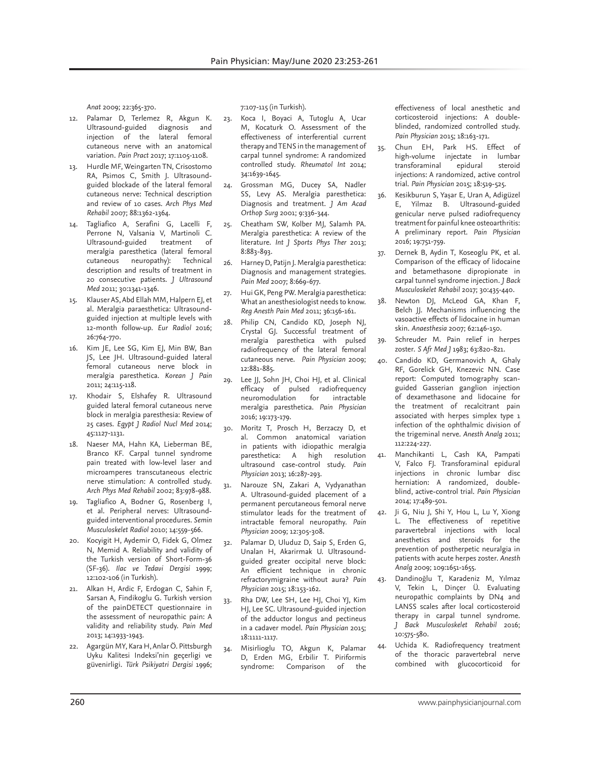*Anat* 2009; 22:365-370.

12. Palamar D, Terlemez R, Akgun K. Ultrasound-guided diagnosis and injection of the lateral femoral cutaneous nerve with an anatomical variation. *Pain Pract* 2017; 17:1105-1108.
13. Hurdle MF, Weingarten TN, Crisostomo RA, Psimos C, Smith J. Ultrasound-guided blockade of the lateral femoral cutaneous nerve: Technical description and review of 10 cases. *Arch Phys Med Rehabil* 2007; 88:1362-1364.
14. Tagliafico A, Serafini G, Lacelli F, Perrone N, Valsania V, Martinoli C. Ultrasound-guided treatment of meralgia paresthetica (lateral femoral cutaneous neuropathy): Technical description and results of treatment in 20 consecutive patients. *J Ultrasound Med* 2011; 30:1341-1346.
15. Klauser AS, Abd Ellah MM, Halpern EJ, et al. Meralgia paraesthetica: Ultrasound-guided injection at multiple levels with 12-month follow-up. *Eur Radiol* 2016; 26:764-770.
16. Kim JE, Lee SG, Kim EJ, Min BW, Ban JS, Lee JH. Ultrasound-guided lateral femoral cutaneous nerve block in meralgia paresthetica. *Korean J Pain* 2011; 24:115-118.
17. Khodair S, Elshafey R. Ultrasound guided lateral femoral cutaneous nerve block in meralgia paresthesia: Review of 25 cases. *Egypt J Radiol Nucl Med* 2014; 45:1127-1131.
18. Naeser MA, Hahn KA, Lieberman BE, Branco KF. Carpal tunnel syndrome pain treated with low-level laser and microamperes transcutaneous electric nerve stimulation: A controlled study. *Arch Phys Med Rehabil* 2002; 83:978-988.
19. Tagliafico A, Bodner G, Rosenberg I, et al. Peripheral nerves: Ultrasound-guided interventional procedures. *Semin Musculoskelet Radiol* 2010; 14:559-566.
20. Kocyigit H, Aydemir O, Fidek G, Olmez N, Memid A. Reliability and validity of the Turkish version of Short-Form-36 (SF-36). *Ilac ve Tedavi Dergisi* 1999; 12:102-106 (in Turkish).
21. Alkan H, Ardic F, Erdogan C, Sahin F, Sarsan A, Findikoglu G. Turkish version of the painDETECT questionnaire in the assessment of neuropathic pain: A validity and reliability study. *Pain Med* 2013; 14:1933-1943.
22. Agargün MY, Kara H, Anlar Ö. Pittsburgh Uyku Kalitesi Indeksi'nin geçerligi ve güvenirligi. *Türk Psikiyatri Dergisi* 1996; 7:107-115 (in Turkish).
23. Koca I, Boyaci A, Tutoglu A, Ucar M, Kocaturk O. Assessment of the effectiveness of interferential current therapy and TENS in the management of carpal tunnel syndrome: A randomized controlled study. *Rheumatol Int* 2014; 34:1639-1645.
24. Grossman MG, Ducey SA, Nadler SS, Levy AS. Meralgia paresthetica: Diagnosis and treatment. *J Am Acad Orthop Surg* 2001; 9:336-344.
25. Cheatham SW, Kolber MJ, Salamh PA. Meralgia paresthetica: A review of the literature. *Int J Sports Phys Ther* 2013; 8:883-893.
26. Harney D, Patijn J. Meralgia paresthetica: Diagnosis and management strategies. *Pain Med* 2007; 8:669-677.
27. Hui GK, Peng PW. Meralgia paresthetica: What an anesthesiologist needs to know. *Reg Anesth Pain Med* 2011; 36:156-161.
28. Philip CN, Candido KD, Joseph NJ, Crystal GJ. Successful treatment of meralgia paresthetica with pulsed radiofrequency of the lateral femoral cutaneous nerve. *Pain Physician* 2009; 12:881-885.
29. Lee JJ, Sohn JH, Choi HJ, et al. Clinical efficacy of pulsed radiofrequency neuromodulation for intractable meralgia paresthetica. *Pain Physician* 2016; 19:173-179.
30. Moritz T, Prosch H, Berzaczy D, et al. Common anatomical variation in patients with idiopathic meralgia paresthetica: A high resolution ultrasound case-control study. *Pain Physician* 2013; 16:287-293.
31. Narouze SN, Zakari A, Vydyanathan A. Ultrasound-guided placement of a permanent percutaneous femoral nerve stimulator leads for the treatment of intractable femoral neuropathy. *Pain Physician* 2009; 12:305-308.
32. Palamar D, Uluduz D, Saip S, Erden G, Unalan H, Akarirmak U. Ultrasound-guided greater occipital nerve block: An efficient technique in chronic refractorymigraine without aura? *Pain Physician* 2015; 18:153-162.
33. Rha DW, Lee SH, Lee HJ, Choi YJ, Kim HJ, Lee SC. Ultrasound-guided injection of the adductor longus and pectineus in a cadaver model. *Pain Physician* 2015; 18:1111-1117.
34. Misirlioglu TO, Akgun K, Palamar D, Erden MG, Erbilir T. Piriformis syndrome: Comparison of the effectiveness of local anesthetic and corticosteroid injections: A double-blinded, randomized controlled study. *Pain Physician* 2015; 18:163-171.
35. Chun EH, Park HS. Effect of high-volume injectate in lumbar transforaminal epidural steroid injections: A randomized, active control trial. *Pain Physician* 2015; 18:519-525.
36. Kesikburun S, Yaşar E, Uran A, Adigüzel E, Yilmaz B. Ultrasound-guided genicular nerve pulsed radiofrequency treatment for painful knee osteoarthritis: A preliminary report. *Pain Physician* 2016; 19:751-759.
37. Dernek B, Aydin T, Koseoglu PK, et al. Comparison of the efficacy of lidocaine and betamethasone dipropionate in carpal tunnel syndrome injection. *J Back Musculoskelet Rehabil* 2017; 30:435-440.
38. Newton DJ, McLeod GA, Khan F, Belch JJ. Mechanisms influencing the vasoactive effects of lidocaine in human skin. *Anaesthesia* 2007; 62:146-150.
39. Schreuder M. Pain relief in herpes zoster. *S Afr Med J* 1983; 63:820-821.
40. Candido KD, Germanovich A, Ghaly RF, Gorelick GH, Knezevic NN. Case report: Computed tomography scan-guided Gasserian ganglion injection of dexamethasone and lidocaine for the treatment of recalcitrant pain associated with herpes simplex type 1 infection of the ophthalmic division of the trigeminal nerve. *Anesth Analg* 2011; 112:224-227.
41. Manchikanti L, Cash KA, Pampati V, Falco FJ. Transforaminal epidural injections in chronic lumbar disc herniation: A randomized, double-blind, active-control trial. *Pain Physician* 2014; 17:489-501.
42. Ji G, Niu J, Shi Y, Hou L, Lu Y, Xiong L. The effectiveness of repetitive paravertebral injections with local anesthetics and steroids for the prevention of postherpetic neuralgia in patients with acute herpes zoster. *Anesth Analg* 2009; 109:1651-1655.
43. Dandinoğlu T, Karadeniz M, Yılmaz V, Tekin L, Dinçer Ü. Evaluating neuropathic complaints by DN4 and LANSS scales after local corticosteroid therapy in carpal tunnel syndrome. *J Back Musculoskelet Rehabil* 2016; 10:575-580.
44. Uchida K. Radiofrequency treatment of the thoracic paravertebral nerve combined with glucocorticoid for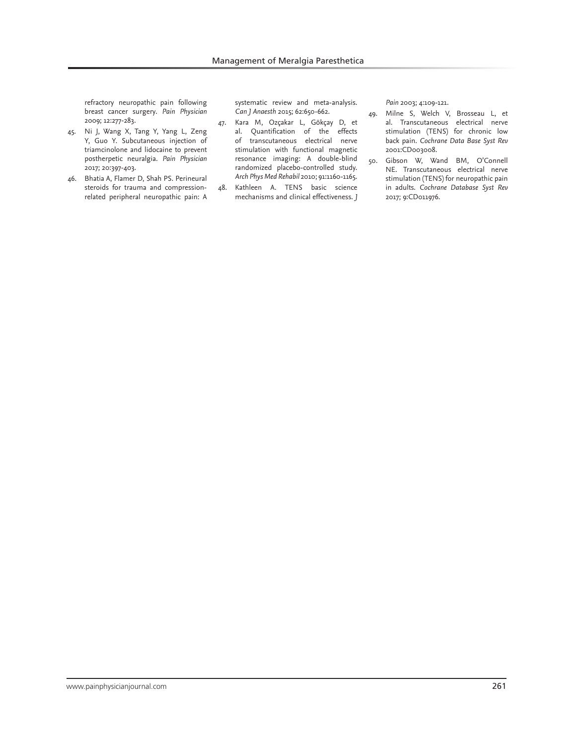refractory neuropathic pain following breast cancer surgery. *Pain Physician* 2009; 12:277-283.

45. Ni J, Wang X, Tang Y, Yang L, Zeng Y, Guo Y. Subcutaneous injection of triamcinolone and lidocaine to prevent postherpetic neuralgia. *Pain Physician* 2017; 20:397-403.
46. Bhatia A, Flamer D, Shah PS. Perineural steroids for trauma and compression-related peripheral neuropathic pain: A systematic review and meta-analysis. *Can J Anaesth* 2015; 62:650-662.
47. Kara M, Ozçakar L, Gökçay D, et al. Quantification of the effects of transcutaneous electrical nerve stimulation with functional magnetic resonance imaging: A double-blind randomized placebo-controlled study. *Arch Phys Med Rehabil* 2010; 91:1160-1165.
48. Kathleen A. TENS basic science mechanisms and clinical effectiveness. *J Pain* 2003; 4:109-121.
49. Milne S, Welch V, Brosseau L, et al. Transcutaneous electrical nerve stimulation (TENS) for chronic low back pain. *Cochrane Data Base Syst Rev* 2001:CD003008.
50. Gibson W, Wand BM, O'Connell NE. Transcutaneous electrical nerve stimulation (TENS) for neuropathic pain in adults. *Cochrane Database Syst Rev* 2017; 9:CD011976.